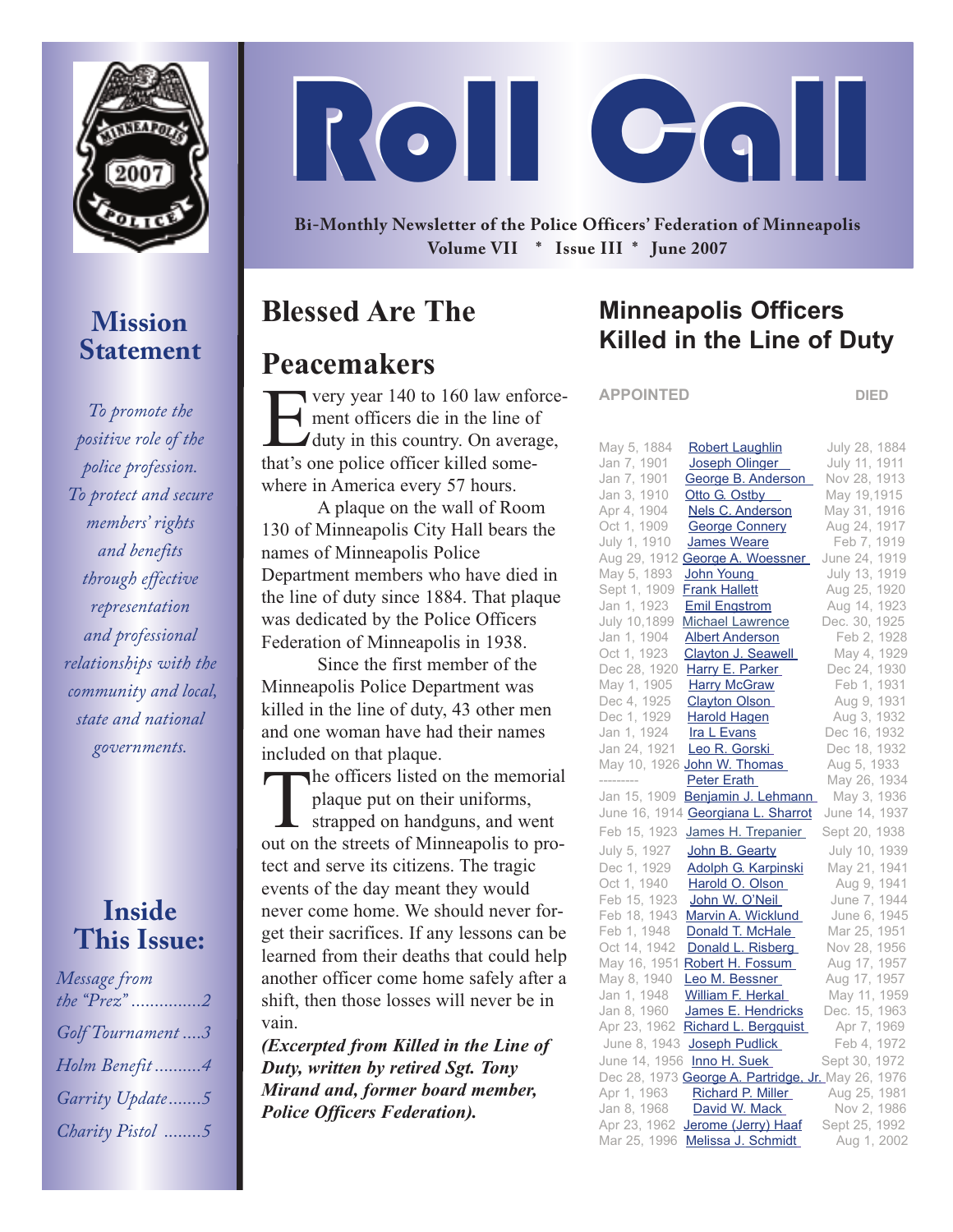# Roll Call

**Bi-Monthly Newsletter of the Police Officers' Federation of Minneapolis**
**Volume VII * Issue III * June 2007**

## Mission Statement

*To promote the positive role of the police profession. To protect and secure members' rights and benefits through effective representation and professional relationships with the community and local, state and national governments.*

## Inside This Issue:

*Message from the "Prez" ...............2*
*Golf Tournament ....3*
*Holm Benefit ..........4*
*Garrity Update .......5*
*Charity Pistol ........5*

## Blessed Are The Peacemakers

Every year 140 to 160 law enforcement officers die in the line of duty in this country. On average, that's one police officer killed somewhere in America every 57 hours.

A plaque on the wall of Room 130 of Minneapolis City Hall bears the names of Minneapolis Police Department members who have died in the line of duty since 1884. That plaque was dedicated by the Police Officers Federation of Minneapolis in 1938.

Since the first member of the Minneapolis Police Department was killed in the line of duty, 43 other men and one woman have had their names included on that plaque.

The officers listed on the memorial plaque put on their uniforms, strapped on handguns, and went out on the streets of Minneapolis to protect and serve its citizens. The tragic events of the day meant they would never come home. We should never forget their sacrifices. If any lessons can be learned from their deaths that could help another officer come home safely after a shift, then those losses will never be in vain.

***(Excerpted from Killed in the Line of Duty, written by retired Sgt. Tony Mirand and, former board member, Police Officers Federation).***

## Minneapolis Officers Killed in the Line of Duty

| APPOINTED | | DIED |
|---|---|---|
| May 5, 1884 | Robert Laughlin | July 28, 1884 |
| Jan 7, 1901 | Joseph Olinger | July 11, 1911 |
| Jan 7, 1901 | George B. Anderson | Nov 28, 1913 |
| Jan 3, 1910 | Otto G. Ostby | May 19,1915 |
| Apr 4, 1904 | Nels C. Anderson | May 31, 1916 |
| Oct 1, 1909 | George Connery | Aug 24, 1917 |
| July 1, 1910 | James Weare | Feb 7, 1919 |
| Aug 29, 1912 | George A. Woessner | June 24, 1919 |
| May 5, 1893 | John Young | July 13, 1919 |
| Sept 1, 1909 | Frank Hallett | Aug 25, 1920 |
| Jan 1, 1923 | Emil Engstrom | Aug 14, 1923 |
| July 10,1899 | Michael Lawrence | Dec. 30, 1925 |
| Jan 1, 1904 | Albert Anderson | Feb 2, 1928 |
| Oct 1, 1923 | Clayton J. Seawell | May 4, 1929 |
| Dec 28, 1920 | Harry E. Parker | Dec 24, 1930 |
| May 1, 1905 | Harry McGraw | Feb 1, 1931 |
| Dec 4, 1925 | Clayton Olson | Aug 9, 1931 |
| Dec 1, 1929 | Harold Hagen | Aug 3, 1932 |
| Jan 1, 1924 | Ira L Evans | Dec 16, 1932 |
| Jan 24, 1921 | Leo R. Gorski | Dec 18, 1932 |
| May 10, 1926 | John W. Thomas | Aug 5, 1933 |
| --------- | Peter Erath | May 26, 1934 |
| Jan 15, 1909 | Benjamin J. Lehmann | May 3, 1936 |
| June 16, 1914 | Georgiana L. Sharrot | June 14, 1937 |
| Feb 15, 1923 | James H. Trepanier | Sept 20, 1938 |
| July 5, 1927 | John B. Gearty | July 10, 1939 |
| Dec 1, 1929 | Adolph G. Karpinski | May 21, 1941 |
| Oct 1, 1940 | Harold O. Olson | Aug 9, 1941 |
| Feb 15, 1923 | John W. O'Neil | June 7, 1944 |
| Feb 18, 1943 | Marvin A. Wicklund | June 6, 1945 |
| Feb 1, 1948 | Donald T. McHale | Mar 25, 1951 |
| Oct 14, 1942 | Donald L. Risberg | Nov 28, 1956 |
| May 16, 1951 | Robert H. Fossum | Aug 17, 1957 |
| May 8, 1940 | Leo M. Bessner | Aug 17, 1957 |
| Jan 1, 1948 | William F. Herkal | May 11, 1959 |
| Jan 8, 1960 | James E. Hendricks | Dec. 15, 1963 |
| Apr 23, 1962 | Richard L. Bergquist | Apr 7, 1969 |
| June 8, 1943 | Joseph Pudlick | Feb 4, 1972 |
| June 14, 1956 | Inno H. Suek | Sept 30, 1972 |
| Dec 28, 1973 | George A. Partridge, Jr. | May 26, 1976 |
| Apr 1, 1963 | Richard P. Miller | Aug 25, 1981 |
| Jan 8, 1968 | David W. Mack | Nov 2, 1986 |
| Apr 23, 1962 | Jerome (Jerry) Haaf | Sept 25, 1992 |
| Mar 25, 1996 | Melissa J. Schmidt | Aug 1, 2002 |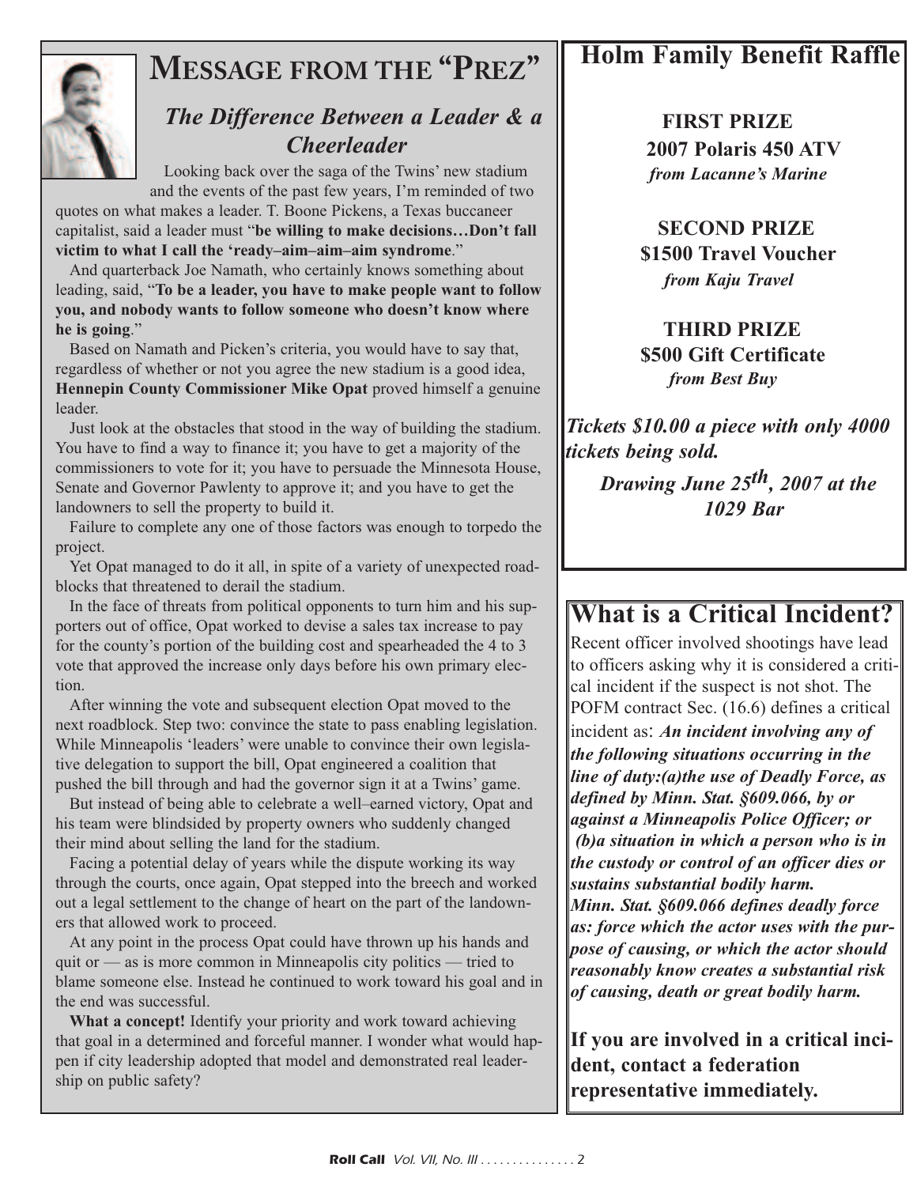# MESSAGE FROM THE "PREZ"

## *The Difference Between a Leader & a Cheerleader*

Looking back over the saga of the Twins' new stadium and the events of the past few years, I'm reminded of two quotes on what makes a leader. T. Boone Pickens, a Texas buccaneer capitalist, said a leader must "**be willing to make decisions…Don't fall victim to what I call the 'ready–aim–aim–aim syndrome**."

And quarterback Joe Namath, who certainly knows something about leading, said, "**To be a leader, you have to make people want to follow you, and nobody wants to follow someone who doesn't know where he is going**."

Based on Namath and Picken's criteria, you would have to say that, regardless of whether or not you agree the new stadium is a good idea, **Hennepin County Commissioner Mike Opat** proved himself a genuine leader.

Just look at the obstacles that stood in the way of building the stadium. You have to find a way to finance it; you have to get a majority of the commissioners to vote for it; you have to persuade the Minnesota House, Senate and Governor Pawlenty to approve it; and you have to get the landowners to sell the property to build it.

Failure to complete any one of those factors was enough to torpedo the project.

Yet Opat managed to do it all, in spite of a variety of unexpected roadblocks that threatened to derail the stadium.

In the face of threats from political opponents to turn him and his supporters out of office, Opat worked to devise a sales tax increase to pay for the county's portion of the building cost and spearheaded the 4 to 3 vote that approved the increase only days before his own primary election.

After winning the vote and subsequent election Opat moved to the next roadblock. Step two: convince the state to pass enabling legislation. While Minneapolis 'leaders' were unable to convince their own legislative delegation to support the bill, Opat engineered a coalition that pushed the bill through and had the governor sign it at a Twins' game.

But instead of being able to celebrate a well–earned victory, Opat and his team were blindsided by property owners who suddenly changed their mind about selling the land for the stadium.

Facing a potential delay of years while the dispute working its way through the courts, once again, Opat stepped into the breech and worked out a legal settlement to the change of heart on the part of the landowners that allowed work to proceed.

At any point in the process Opat could have thrown up his hands and quit or — as is more common in Minneapolis city politics — tried to blame someone else. Instead he continued to work toward his goal and in the end was successful.

**What a concept!** Identify your priority and work toward achieving that goal in a determined and forceful manner. I wonder what would happen if city leadership adopted that model and demonstrated real leadership on public safety?

# Holm Family Benefit Raffle

**FIRST PRIZE**
**2007 Polaris 450 ATV**
***from Lacanne's Marine***

**SECOND PRIZE**
**$1500 Travel Voucher**
***from Kaju Travel***

**THIRD PRIZE**
**$500 Gift Certificate**
***from Best Buy***

***Tickets $10.00 a piece with only 4000 tickets being sold.***

***Drawing June 25th, 2007 at the 1029 Bar***

# What is a Critical Incident?

Recent officer involved shootings have lead to officers asking why it is considered a critical incident if the suspect is not shot. The POFM contract Sec. (16.6) defines a critical incident as: ***An incident involving any of the following situations occurring in the line of duty:(a)the use of Deadly Force, as defined by Minn. Stat. §609.066, by or against a Minneapolis Police Officer; or (b)a situation in which a person who is in the custody or control of an officer dies or sustains substantial bodily harm.***
***Minn. Stat. §609.066 defines deadly force as: force which the actor uses with the purpose of causing, or which the actor should reasonably know creates a substantial risk of causing, death or great bodily harm.***

**If you are involved in a critical incident, contact a federation representative immediately.**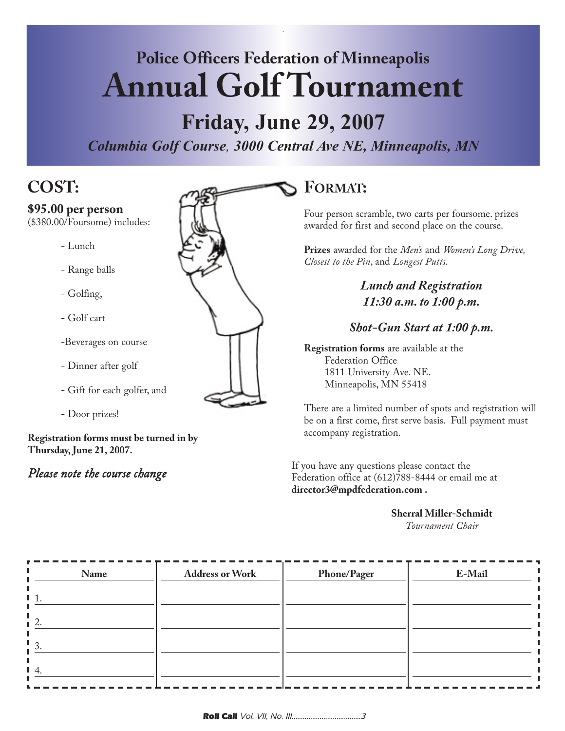## Police Officers Federation of Minneapolis

# Annual Golf Tournament

## Friday, June 29, 2007

***Columbia Golf Course, 3000 Central Ave NE, Minneapolis, MN***

## COST:

**$95.00 per person**
($380.00/Foursome) includes:

- Lunch
- Range balls
- Golfing,
- Golf cart
- Beverages on course
- Dinner after golf
- Gift for each golfer, and
- Door prizes!

**Registration forms must be turned in by Thursday, June 21, 2007.**

*Please note the course change*

## FORMAT:

Four person scramble, two carts per foursome. prizes awarded for first and second place on the course.

**Prizes** awarded for the *Men's* and *Women's Long Drive, Closest to the Pin*, and *Longest Putts*.

***Lunch and Registration***
***11:30 a.m. to 1:00 p.m.***

***Shot-Gun Start at 1:00 p.m.***

**Registration forms** are available at the
Federation Office
1811 University Ave. NE.
Minneapolis, MN 55418

There are a limited number of spots and registration will be on a first come, first serve basis. Full payment must accompany registration.

If you have any questions please contact the Federation office at (612)788-8444 or email me at **director3@mpdfederation.com .**

**Sherral Miller-Schmidt**
*Tournament Chair*

| Name | Address or Work | Phone/Pager | E-Mail |
|---|---|---|---|
| 1. | | | |
| 2. | | | |
| 3. | | | |
| 4. | | | |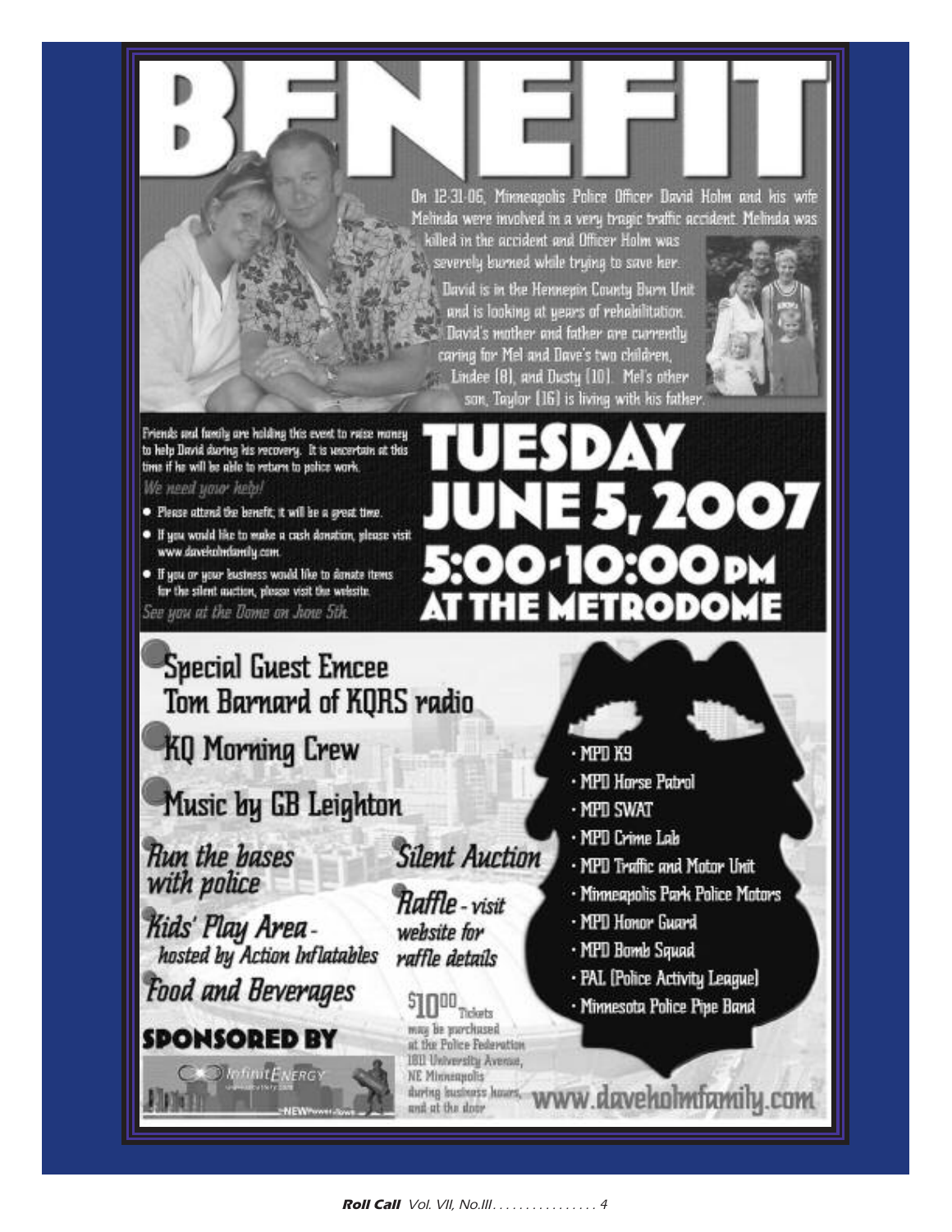# BENEFIT

On 12-31-06, Minneapolis Police Officer David Holm and his wife Melinda were involved in a very tragic traffic accident. Melinda was killed in the accident and Officer Holm was severely burned while trying to save her.

David is in the Hennepin County Burn Unit and is looking at years of rehabilitation. David's mother and father are currently caring for Mel and Dave's two children, Lindee (8), and Dusty (10). Mel's other son, Taylor (16) is living with his father.

Friends and family are holding this event to raise money to help David during his recovery. It is uncertain at this time if he will be able to return to police work.

*We need your help!*

- Please attend the benefit; it will be a great time.
- If you would like to make a cash donation, please visit www.daveholmfamily.com.
- If you or your business would like to donate items for the silent auction, please visit the website.

*See you at the Dome on June 5th.*

## TUESDAY JUNE 5, 2007 5:00-10:00 PM AT THE METRODOME

- Special Guest Emcee Tom Barnard of KQRS radio
- KQ Morning Crew
- Music by GB Leighton
- *Run the bases with police*
- *Kids' Play Area - hosted by Action Inflatables*
- *Food and Beverages*
- *Silent Auction*
- *Raffle - visit website for raffle details*

$10.00 Tickets may be purchased at the Police Federation 1811 University Avenue, NE Minneapolis during business hours, and at the door

- MPD K9
- MPD Horse Patrol
- MPD SWAT
- MPD Crime Lab
- MPD Traffic and Motor Unit
- Minneapolis Park Police Motors
- MPD Honor Guard
- MPD Bomb Squad
- PAL (Police Activity League)
- Minnesota Police Pipe Band

### SPONSORED BY

InfinitEnergy

www.daveholmfamily.com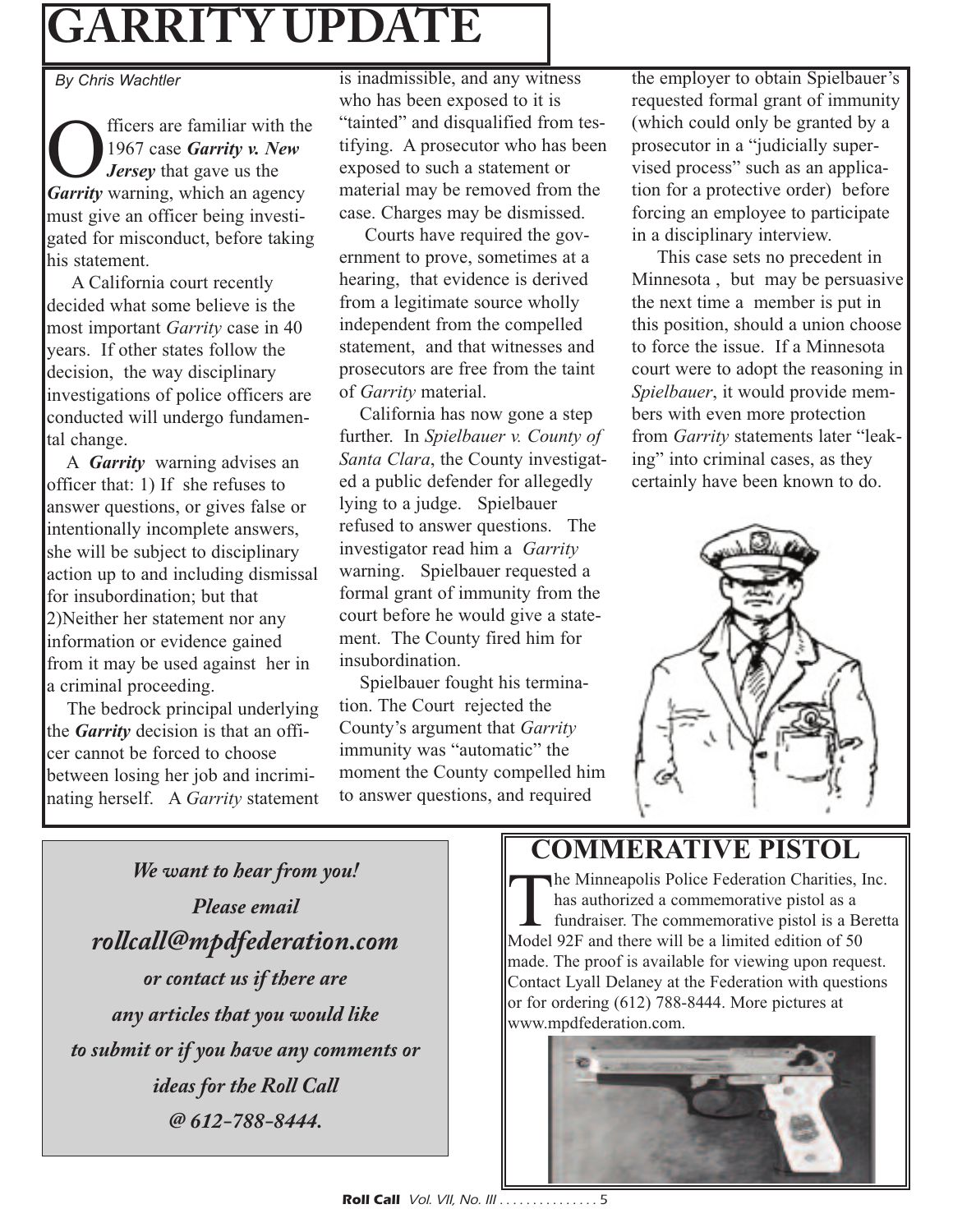# GARRITY UPDATE

*By Chris Wachtler*

Officers are familiar with the 1967 case ***Garrity v. New Jersey*** that gave us the ***Garrity*** warning, which an agency must give an officer being investigated for misconduct, before taking his statement.

A California court recently decided what some believe is the most important *Garrity* case in 40 years. If other states follow the decision, the way disciplinary investigations of police officers are conducted will undergo fundamental change.

A ***Garrity*** warning advises an officer that: 1) If she refuses to answer questions, or gives false or intentionally incomplete answers, she will be subject to disciplinary action up to and including dismissal for insubordination; but that 2)Neither her statement nor any information or evidence gained from it may be used against her in a criminal proceeding.

The bedrock principal underlying the ***Garrity*** decision is that an officer cannot be forced to choose between losing her job and incriminating herself. A *Garrity* statement is inadmissible, and any witness who has been exposed to it is "tainted" and disqualified from testifying. A prosecutor who has been exposed to such a statement or material may be removed from the case. Charges may be dismissed.

Courts have required the government to prove, sometimes at a hearing, that evidence is derived from a legitimate source wholly independent from the compelled statement, and that witnesses and prosecutors are free from the taint of *Garrity* material.

California has now gone a step further. In *Spielbauer v. County of Santa Clara*, the County investigated a public defender for allegedly lying to a judge. Spielbauer refused to answer questions. The investigator read him a *Garrity* warning. Spielbauer requested a formal grant of immunity from the court before he would give a statement. The County fired him for insubordination.

Spielbauer fought his termination. The Court rejected the County's argument that *Garrity* immunity was "automatic" the moment the County compelled him to answer questions, and required the employer to obtain Spielbauer's requested formal grant of immunity (which could only be granted by a prosecutor in a "judicially supervised process" such as an application for a protective order) before forcing an employee to participate in a disciplinary interview.

This case sets no precedent in Minnesota , but may be persuasive the next time a member is put in this position, should a union choose to force the issue. If a Minnesota court were to adopt the reasoning in *Spielbauer*, it would provide members with even more protection from *Garrity* statements later "leaking" into criminal cases, as they certainly have been known to do.

***We want to hear from you!***
***Please email***
***rollcall@mpdfederation.com***
***or contact us if there are any articles that you would like to submit or if you have any comments or ideas for the Roll Call @ 612-788-8444.***

## COMMERATIVE PISTOL

The Minneapolis Police Federation Charities, Inc. has authorized a commemorative pistol as a fundraiser. The commemorative pistol is a Beretta Model 92F and there will be a limited edition of 50 made. The proof is available for viewing upon request. Contact Lyall Delaney at the Federation with questions or for ordering (612) 788-8444. More pictures at www.mpdfederation.com.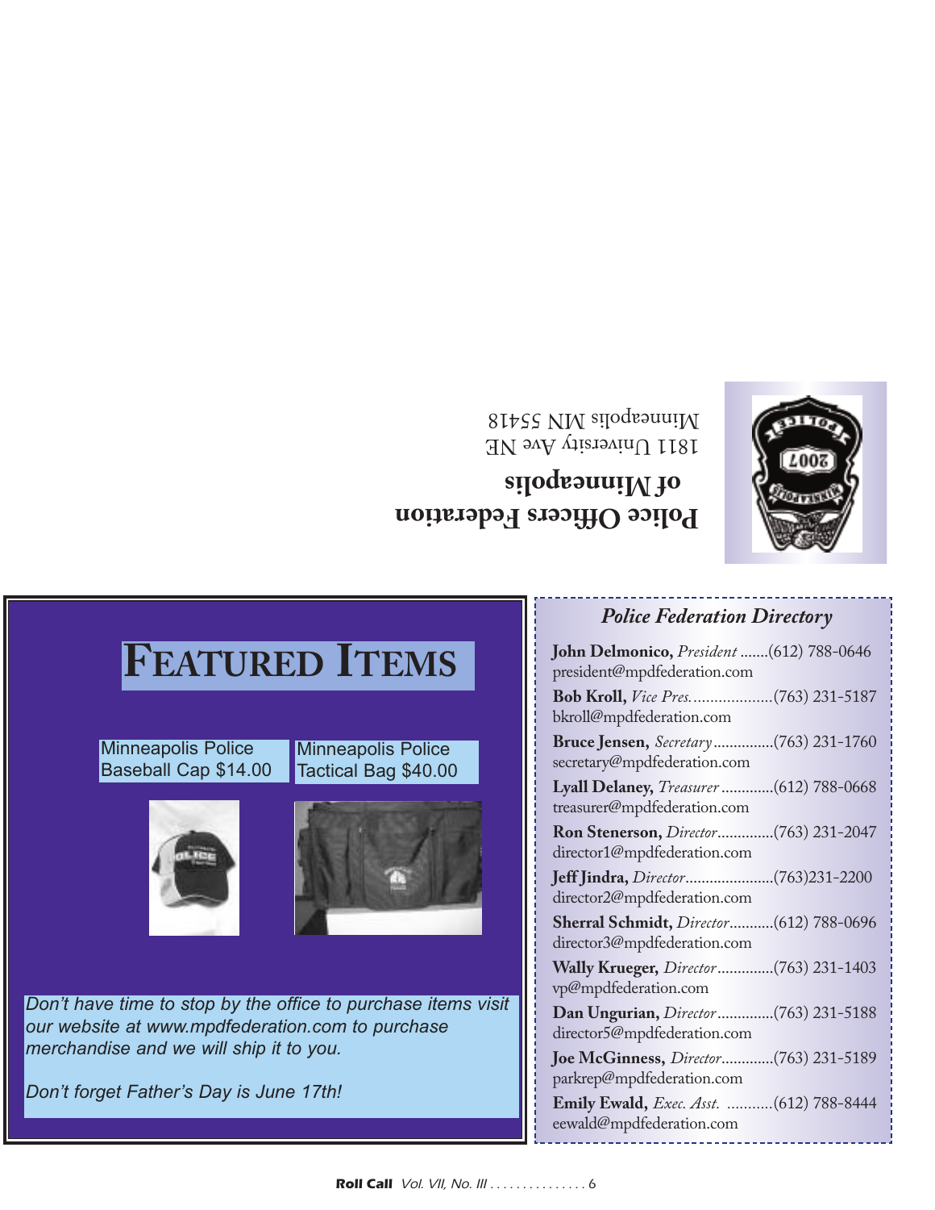**Police Officers Federation of Minneapolis**
1811 University Ave NE
Minneapolis MN 55418

# FEATURED ITEMS

Minneapolis Police Baseball Cap $14.00

Minneapolis Police Tactical Bag $40.00

*Don't have time to stop by the office to purchase items visit our website at www.mpdfederation.com to purchase merchandise and we will ship it to you.*

*Don't forget Father's Day is June 17th!*

## *Police Federation Directory*

**John Delmonico,** *President* .......(612) 788-0646
president@mpdfederation.com

**Bob Kroll,** *Vice Pres.*....................(763) 231-5187
bkroll@mpdfederation.com

**Bruce Jensen,** *Secretary*...............(763) 231-1760
secretary@mpdfederation.com

**Lyall Delaney,** *Treasurer*.............(612) 788-0668
treasurer@mpdfederation.com

**Ron Stenerson,** *Director*..............(763) 231-2047
director1@mpdfederation.com

**Jeff Jindra,** *Director*......................(763)231-2200
director2@mpdfederation.com

**Sherral Schmidt,** *Director*...........(612) 788-0696
director3@mpdfederation.com

**Wally Krueger,** *Director*..............(763) 231-1403
vp@mpdfederation.com

**Dan Ungurian,** *Director*..............(763) 231-5188
director5@mpdfederation.com

**Joe McGinness,** *Director*.............(763) 231-5189
parkrep@mpdfederation.com

**Emily Ewald,** *Exec. Asst.* ...........(612) 788-8444
eewald@mpdfederation.com